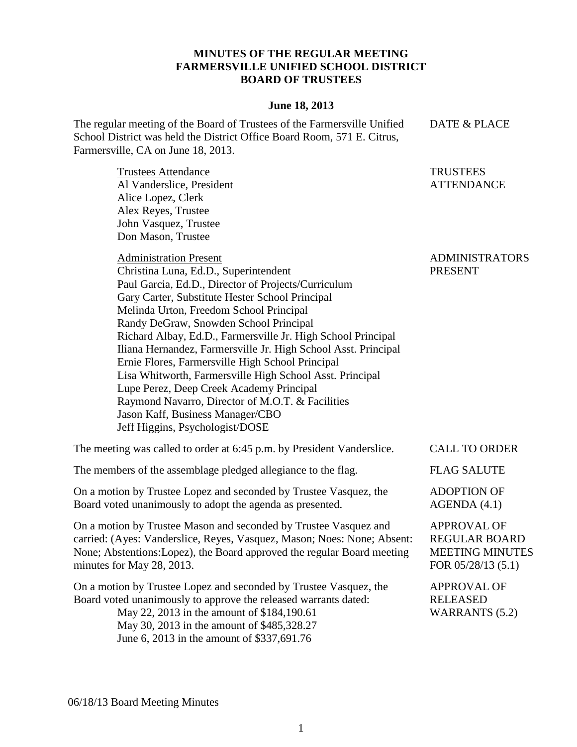# MINUTES OF THE REGULAR MEETING
# FARMERSVILLE UNIFIED SCHOOL DISTRICT
# BOARD OF TRUSTEES

**June 18, 2013**

| | |
|---|---|
| The regular meeting of the Board of Trustees of the Farmersville Unified School District was held the District Office Board Room, 571 E. Citrus, Farmersville, CA on June 18, 2013. | DATE & PLACE |
| Trustees Attendance<br>Al Vanderslice, President<br>Alice Lopez, Clerk<br>Alex Reyes, Trustee<br>John Vasquez, Trustee<br>Don Mason, Trustee | TRUSTEES ATTENDANCE |
| Administration Present<br>Christina Luna, Ed.D., Superintendent<br>Paul Garcia, Ed.D., Director of Projects/Curriculum<br>Gary Carter, Substitute Hester School Principal<br>Melinda Urton, Freedom School Principal<br>Randy DeGraw, Snowden School Principal<br>Richard Albay, Ed.D., Farmersville Jr. High School Principal<br>Iliana Hernandez, Farmersville Jr. High School Asst. Principal<br>Ernie Flores, Farmersville High School Principal<br>Lisa Whitworth, Farmersville High School Asst. Principal<br>Lupe Perez, Deep Creek Academy Principal<br>Raymond Navarro, Director of M.O.T. & Facilities<br>Jason Kaff, Business Manager/CBO<br>Jeff Higgins, Psychologist/DOSE | ADMINISTRATORS PRESENT |
| The meeting was called to order at 6:45 p.m. by President Vanderslice. | CALL TO ORDER |
| The members of the assemblage pledged allegiance to the flag. | FLAG SALUTE |
| On a motion by Trustee Lopez and seconded by Trustee Vasquez, the Board voted unanimously to adopt the agenda as presented. | ADOPTION OF AGENDA (4.1) |
| On a motion by Trustee Mason and seconded by Trustee Vasquez and carried: (Ayes: Vanderslice, Reyes, Vasquez, Mason; Noes: None; Absent: None; Abstentions:Lopez), the Board approved the regular Board meeting minutes for May 28, 2013. | APPROVAL OF REGULAR BOARD MEETING MINUTES FOR 05/28/13 (5.1) |
| On a motion by Trustee Lopez and seconded by Trustee Vasquez, the Board voted unanimously to approve the released warrants dated:<br>May 22, 2013 in the amount of $184,190.61<br>May 30, 2013 in the amount of $485,328.27<br>June 6, 2013 in the amount of $337,691.76 | APPROVAL OF RELEASED WARRANTS (5.2) |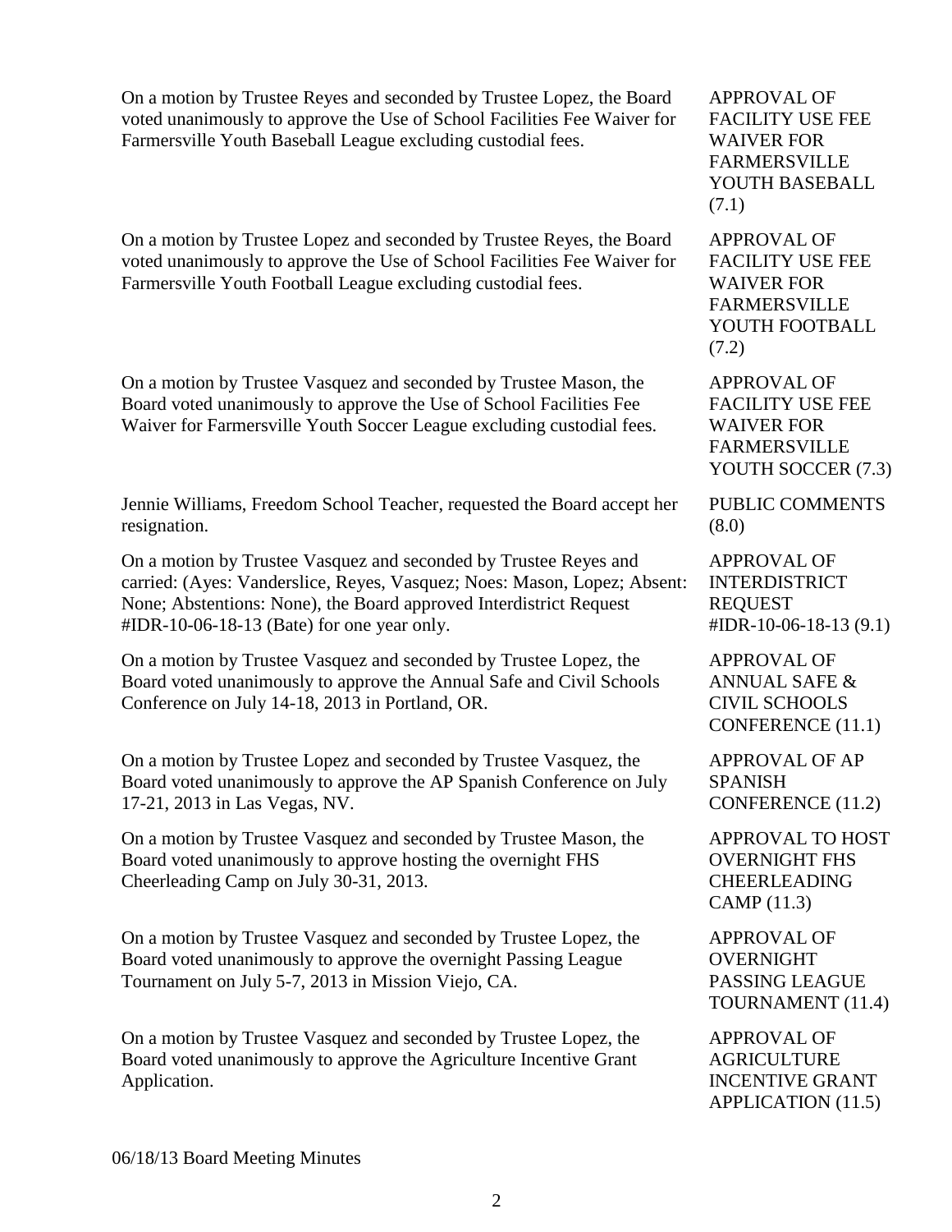| | |
|---|---|
| On a motion by Trustee Reyes and seconded by Trustee Lopez, the Board voted unanimously to approve the Use of School Facilities Fee Waiver for Farmersville Youth Baseball League excluding custodial fees. | APPROVAL OF FACILITY USE FEE WAIVER FOR FARMERSVILLE YOUTH BASEBALL (7.1) |
| On a motion by Trustee Lopez and seconded by Trustee Reyes, the Board voted unanimously to approve the Use of School Facilities Fee Waiver for Farmersville Youth Football League excluding custodial fees. | APPROVAL OF FACILITY USE FEE WAIVER FOR FARMERSVILLE YOUTH FOOTBALL (7.2) |
| On a motion by Trustee Vasquez and seconded by Trustee Mason, the Board voted unanimously to approve the Use of School Facilities Fee Waiver for Farmersville Youth Soccer League excluding custodial fees. | APPROVAL OF FACILITY USE FEE WAIVER FOR FARMERSVILLE YOUTH SOCCER (7.3) |
| Jennie Williams, Freedom School Teacher, requested the Board accept her resignation. | PUBLIC COMMENTS (8.0) |
| On a motion by Trustee Vasquez and seconded by Trustee Reyes and carried: (Ayes: Vanderslice, Reyes, Vasquez; Noes: Mason, Lopez; Absent: None; Abstentions: None), the Board approved Interdistrict Request #IDR-10-06-18-13 (Bate) for one year only. | APPROVAL OF INTERDISTRICT REQUEST #IDR-10-06-18-13 (9.1) |
| On a motion by Trustee Vasquez and seconded by Trustee Lopez, the Board voted unanimously to approve the Annual Safe and Civil Schools Conference on July 14-18, 2013 in Portland, OR. | APPROVAL OF ANNUAL SAFE & CIVIL SCHOOLS CONFERENCE (11.1) |
| On a motion by Trustee Lopez and seconded by Trustee Vasquez, the Board voted unanimously to approve the AP Spanish Conference on July 17-21, 2013 in Las Vegas, NV. | APPROVAL OF AP SPANISH CONFERENCE (11.2) |
| On a motion by Trustee Vasquez and seconded by Trustee Mason, the Board voted unanimously to approve hosting the overnight FHS Cheerleading Camp on July 30-31, 2013. | APPROVAL TO HOST OVERNIGHT FHS CHEERLEADING CAMP (11.3) |
| On a motion by Trustee Vasquez and seconded by Trustee Lopez, the Board voted unanimously to approve the overnight Passing League Tournament on July 5-7, 2013 in Mission Viejo, CA. | APPROVAL OF OVERNIGHT PASSING LEAGUE TOURNAMENT (11.4) |
| On a motion by Trustee Vasquez and seconded by Trustee Lopez, the Board voted unanimously to approve the Agriculture Incentive Grant Application. | APPROVAL OF AGRICULTURE INCENTIVE GRANT APPLICATION (11.5) |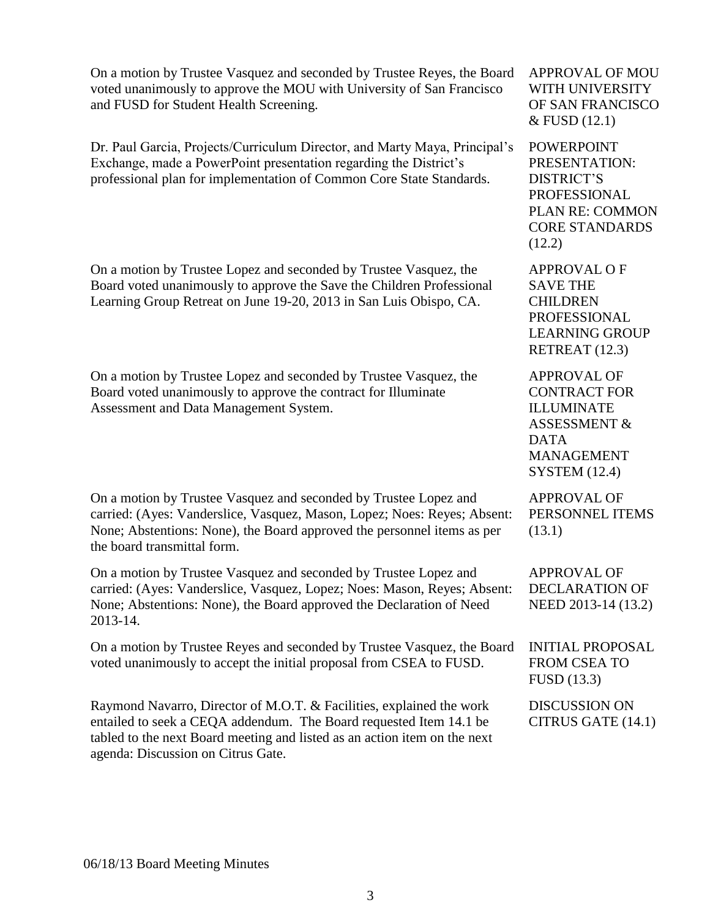On a motion by Trustee Vasquez and seconded by Trustee Reyes, the Board voted unanimously to approve the MOU with University of San Francisco and FUSD for Student Health Screening.

APPROVAL OF MOU WITH UNIVERSITY OF SAN FRANCISCO & FUSD (12.1)

Dr. Paul Garcia, Projects/Curriculum Director, and Marty Maya, Principal's Exchange, made a PowerPoint presentation regarding the District's professional plan for implementation of Common Core State Standards.

POWERPOINT PRESENTATION: DISTRICT'S PROFESSIONAL PLAN RE: COMMON CORE STANDARDS (12.2)

On a motion by Trustee Lopez and seconded by Trustee Vasquez, the Board voted unanimously to approve the Save the Children Professional Learning Group Retreat on June 19-20, 2013 in San Luis Obispo, CA.

APPROVAL O F SAVE THE CHILDREN PROFESSIONAL LEARNING GROUP RETREAT (12.3)

On a motion by Trustee Lopez and seconded by Trustee Vasquez, the Board voted unanimously to approve the contract for Illuminate Assessment and Data Management System.

APPROVAL OF CONTRACT FOR ILLUMINATE ASSESSMENT & DATA MANAGEMENT SYSTEM (12.4)

On a motion by Trustee Vasquez and seconded by Trustee Lopez and carried: (Ayes: Vanderslice, Vasquez, Mason, Lopez; Noes: Reyes; Absent: None; Abstentions: None), the Board approved the personnel items as per the board transmittal form.

APPROVAL OF PERSONNEL ITEMS (13.1)

On a motion by Trustee Vasquez and seconded by Trustee Lopez and carried: (Ayes: Vanderslice, Vasquez, Lopez; Noes: Mason, Reyes; Absent: None; Abstentions: None), the Board approved the Declaration of Need 2013-14.

APPROVAL OF DECLARATION OF NEED 2013-14 (13.2)

On a motion by Trustee Reyes and seconded by Trustee Vasquez, the Board voted unanimously to accept the initial proposal from CSEA to FUSD.

INITIAL PROPOSAL FROM CSEA TO FUSD (13.3)

Raymond Navarro, Director of M.O.T. & Facilities, explained the work entailed to seek a CEQA addendum. The Board requested Item 14.1 be tabled to the next Board meeting and listed as an action item on the next agenda: Discussion on Citrus Gate.

DISCUSSION ON CITRUS GATE (14.1)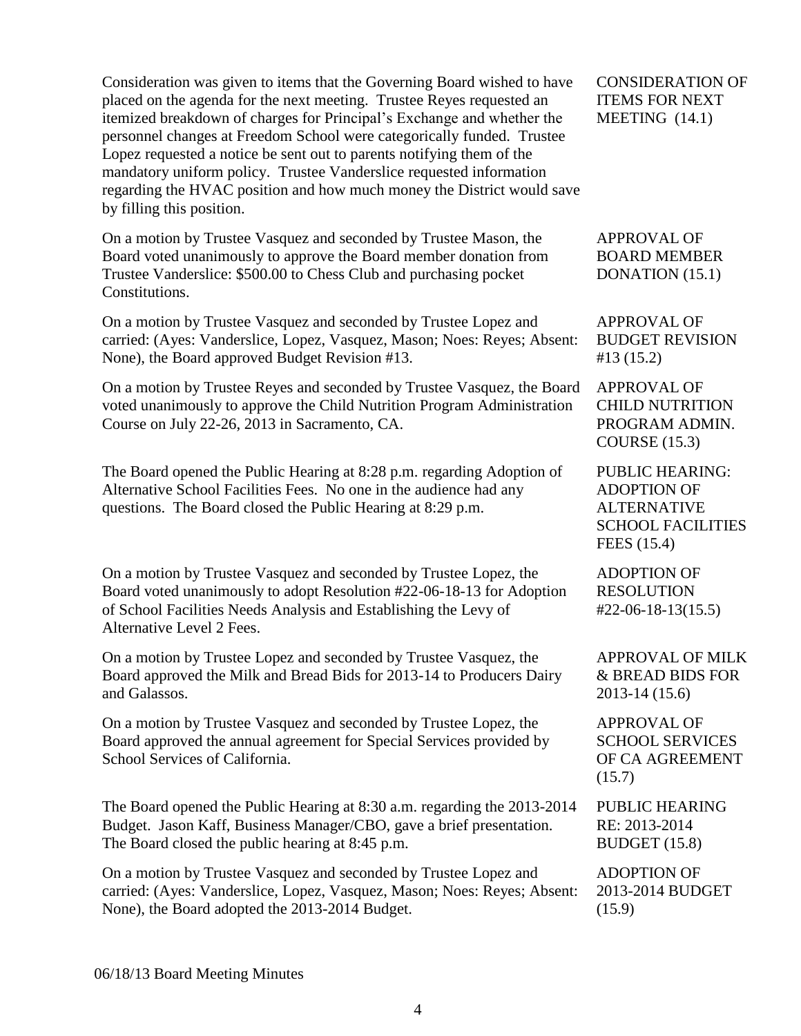Consideration was given to items that the Governing Board wished to have placed on the agenda for the next meeting. Trustee Reyes requested an itemized breakdown of charges for Principal's Exchange and whether the personnel changes at Freedom School were categorically funded. Trustee Lopez requested a notice be sent out to parents notifying them of the mandatory uniform policy. Trustee Vanderslice requested information regarding the HVAC position and how much money the District would save by filling this position.

**CONSIDERATION OF ITEMS FOR NEXT MEETING (14.1)**

On a motion by Trustee Vasquez and seconded by Trustee Mason, the Board voted unanimously to approve the Board member donation from Trustee Vanderslice: $500.00 to Chess Club and purchasing pocket Constitutions.

**APPROVAL OF BOARD MEMBER DONATION (15.1)**

On a motion by Trustee Vasquez and seconded by Trustee Lopez and carried: (Ayes: Vanderslice, Lopez, Vasquez, Mason; Noes: Reyes; Absent: None), the Board approved Budget Revision #13.

**APPROVAL OF BUDGET REVISION #13 (15.2)**

On a motion by Trustee Reyes and seconded by Trustee Vasquez, the Board voted unanimously to approve the Child Nutrition Program Administration Course on July 22-26, 2013 in Sacramento, CA.

**APPROVAL OF CHILD NUTRITION PROGRAM ADMIN. COURSE (15.3)**

The Board opened the Public Hearing at 8:28 p.m. regarding Adoption of Alternative School Facilities Fees. No one in the audience had any questions. The Board closed the Public Hearing at 8:29 p.m.

**PUBLIC HEARING: ADOPTION OF ALTERNATIVE SCHOOL FACILITIES FEES (15.4)**

On a motion by Trustee Vasquez and seconded by Trustee Lopez, the Board voted unanimously to adopt Resolution #22-06-18-13 for Adoption of School Facilities Needs Analysis and Establishing the Levy of Alternative Level 2 Fees.

**ADOPTION OF RESOLUTION #22-06-18-13(15.5)**

On a motion by Trustee Lopez and seconded by Trustee Vasquez, the Board approved the Milk and Bread Bids for 2013-14 to Producers Dairy and Galassos.

**APPROVAL OF MILK & BREAD BIDS FOR 2013-14 (15.6)**

On a motion by Trustee Vasquez and seconded by Trustee Lopez, the Board approved the annual agreement for Special Services provided by School Services of California.

**APPROVAL OF SCHOOL SERVICES OF CA AGREEMENT (15.7)**

The Board opened the Public Hearing at 8:30 a.m. regarding the 2013-2014 Budget. Jason Kaff, Business Manager/CBO, gave a brief presentation. The Board closed the public hearing at 8:45 p.m.

**PUBLIC HEARING RE: 2013-2014 BUDGET (15.8)**

On a motion by Trustee Vasquez and seconded by Trustee Lopez and carried: (Ayes: Vanderslice, Lopez, Vasquez, Mason; Noes: Reyes; Absent: None), the Board adopted the 2013-2014 Budget.

**ADOPTION OF 2013-2014 BUDGET (15.9)**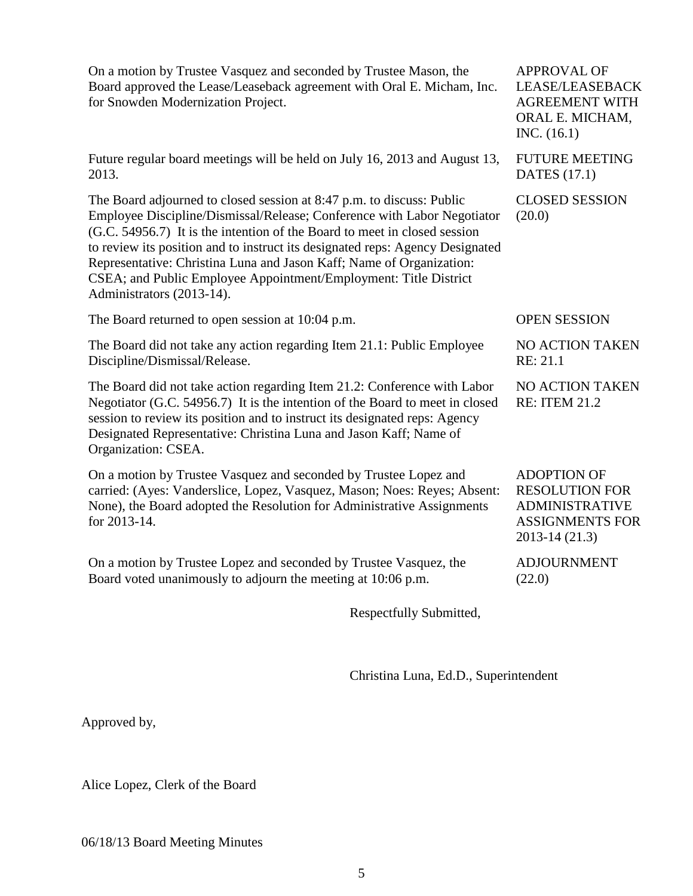| | |
|---|---|
| On a motion by Trustee Vasquez and seconded by Trustee Mason, the Board approved the Lease/Leaseback agreement with Oral E. Micham, Inc. for Snowden Modernization Project. | APPROVAL OF LEASE/LEASEBACK AGREEMENT WITH ORAL E. MICHAM, INC. (16.1) |
| Future regular board meetings will be held on July 16, 2013 and August 13, 2013. | FUTURE MEETING DATES (17.1) |
| The Board adjourned to closed session at 8:47 p.m. to discuss: Public Employee Discipline/Dismissal/Release; Conference with Labor Negotiator (G.C. 54956.7) It is the intention of the Board to meet in closed session to review its position and to instruct its designated reps: Agency Designated Representative: Christina Luna and Jason Kaff; Name of Organization: CSEA; and Public Employee Appointment/Employment: Title District Administrators (2013-14). | CLOSED SESSION (20.0) |
| The Board returned to open session at 10:04 p.m. | OPEN SESSION |
| The Board did not take any action regarding Item 21.1: Public Employee Discipline/Dismissal/Release. | NO ACTION TAKEN RE: 21.1 |
| The Board did not take action regarding Item 21.2: Conference with Labor Negotiator (G.C. 54956.7) It is the intention of the Board to meet in closed session to review its position and to instruct its designated reps: Agency Designated Representative: Christina Luna and Jason Kaff; Name of Organization: CSEA. | NO ACTION TAKEN RE: ITEM 21.2 |
| On a motion by Trustee Vasquez and seconded by Trustee Lopez and carried: (Ayes: Vanderslice, Lopez, Vasquez, Mason; Noes: Reyes; Absent: None), the Board adopted the Resolution for Administrative Assignments for 2013-14. | ADOPTION OF RESOLUTION FOR ADMINISTRATIVE ASSIGNMENTS FOR 2013-14 (21.3) |
| On a motion by Trustee Lopez and seconded by Trustee Vasquez, the Board voted unanimously to adjourn the meeting at 10:06 p.m. | ADJOURNMENT (22.0) |

Respectfully Submitted,

Christina Luna, Ed.D., Superintendent

Approved by,

Alice Lopez, Clerk of the Board

06/18/13 Board Meeting Minutes